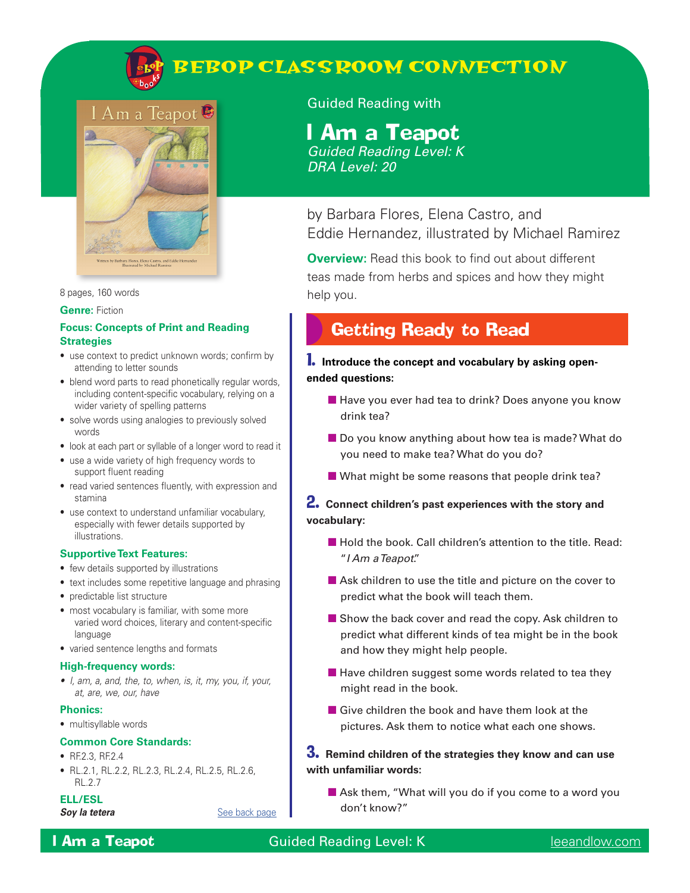# BEBOP CLASSROOM CONNECTION

Guided Reading with

## I Am a Teapot

*Guided Reading Level: K*
*DRA Level: 20*

by Barbara Flores, Elena Castro, and Eddie Hernandez, illustrated by Michael Ramirez

**Overview:** Read this book to find out about different teas made from herbs and spices and how they might help you.

8 pages, 160 words

**Genre:** Fiction

**Focus: Concepts of Print and Reading Strategies**

- use context to predict unknown words; confirm by attending to letter sounds
- blend word parts to read phonetically regular words, including content-specific vocabulary, relying on a wider variety of spelling patterns
- solve words using analogies to previously solved words
- look at each part or syllable of a longer word to read it
- use a wide variety of high frequency words to support fluent reading
- read varied sentences fluently, with expression and stamina
- use context to understand unfamiliar vocabulary, especially with fewer details supported by illustrations.

**Supportive Text Features:**

- few details supported by illustrations
- text includes some repetitive language and phrasing
- predictable list structure
- most vocabulary is familiar, with some more varied word choices, literary and content-specific language
- varied sentence lengths and formats

**High-frequency words:**

- *I, am, a, and, the, to, when, is, it, my, you, if, your, at, are, we, our, have*

**Phonics:**

- multisyllable words

**Common Core Standards:**

- RF.2.3, RF.2.4
- RL.2.1, RL.2.2, RL.2.3, RL.2.4, RL.2.5, RL.2.6, RL.2.7

**ELL/ESL**

***Soy la tetera*** See back page

## Getting Ready to Read

**1. Introduce the concept and vocabulary by asking open-ended questions:**

- Have you ever had tea to drink? Does anyone you know drink tea?
- Do you know anything about how tea is made? What do you need to make tea? What do you do?
- What might be some reasons that people drink tea?

**2. Connect children's past experiences with the story and vocabulary:**

- Hold the book. Call children's attention to the title. Read: "*I Am a Teapot*."
- Ask children to use the title and picture on the cover to predict what the book will teach them.
- Show the back cover and read the copy. Ask children to predict what different kinds of tea might be in the book and how they might help people.
- Have children suggest some words related to tea they might read in the book.
- Give children the book and have them look at the pictures. Ask them to notice what each one shows.

**3. Remind children of the strategies they know and can use with unfamiliar words:**

- Ask them, "What will you do if you come to a word you don't know?"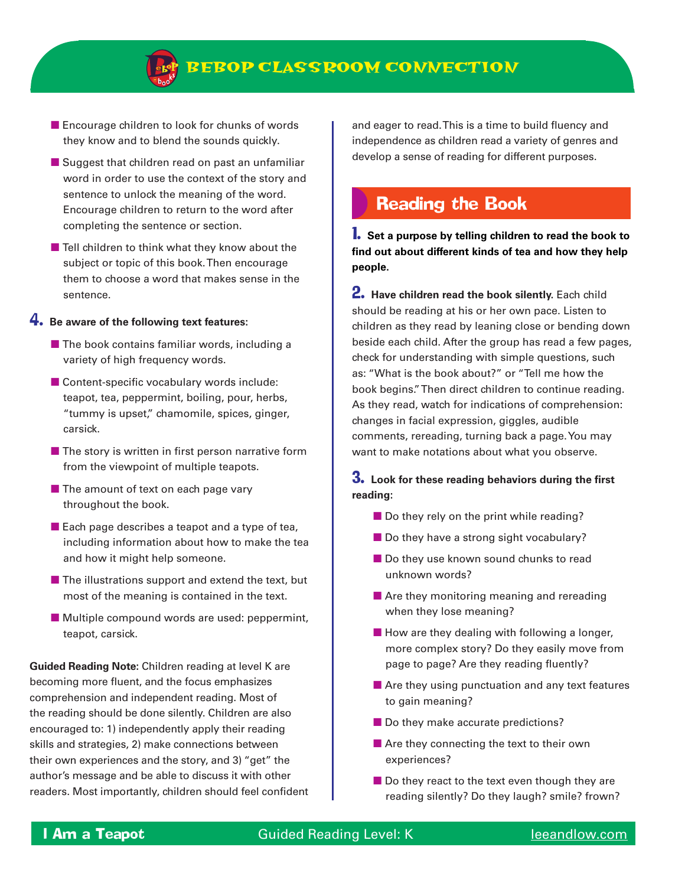- Encourage children to look for chunks of words they know and to blend the sounds quickly.
- Suggest that children read on past an unfamiliar word in order to use the context of the story and sentence to unlock the meaning of the word. Encourage children to return to the word after completing the sentence or section.
- Tell children to think what they know about the subject or topic of this book. Then encourage them to choose a word that makes sense in the sentence.

**4. Be aware of the following text features:**

- The book contains familiar words, including a variety of high frequency words.
- Content-specific vocabulary words include: teapot, tea, peppermint, boiling, pour, herbs, "tummy is upset," chamomile, spices, ginger, carsick.
- The story is written in first person narrative form from the viewpoint of multiple teapots.
- The amount of text on each page vary throughout the book.
- Each page describes a teapot and a type of tea, including information about how to make the tea and how it might help someone.
- The illustrations support and extend the text, but most of the meaning is contained in the text.
- Multiple compound words are used: peppermint, teapot, carsick.

**Guided Reading Note**: Children reading at level K are becoming more fluent, and the focus emphasizes comprehension and independent reading. Most of the reading should be done silently. Children are also encouraged to: 1) independently apply their reading skills and strategies, 2) make connections between their own experiences and the story, and 3) "get" the author's message and be able to discuss it with other readers. Most importantly, children should feel confident and eager to read. This is a time to build fluency and independence as children read a variety of genres and develop a sense of reading for different purposes.

## Reading the Book

**1. Set a purpose by telling children to read the book to find out about different kinds of tea and how they help people.**

**2. Have children read the book silently.** Each child should be reading at his or her own pace. Listen to children as they read by leaning close or bending down beside each child. After the group has read a few pages, check for understanding with simple questions, such as: "What is the book about?" or "Tell me how the book begins." Then direct children to continue reading. As they read, watch for indications of comprehension: changes in facial expression, giggles, audible comments, rereading, turning back a page. You may want to make notations about what you observe.

**3. Look for these reading behaviors during the first reading:**

- Do they rely on the print while reading?
- Do they have a strong sight vocabulary?
- Do they use known sound chunks to read unknown words?
- Are they monitoring meaning and rereading when they lose meaning?
- How are they dealing with following a longer, more complex story? Do they easily move from page to page? Are they reading fluently?
- Are they using punctuation and any text features to gain meaning?
- Do they make accurate predictions?
- Are they connecting the text to their own experiences?
- Do they react to the text even though they are reading silently? Do they laugh? smile? frown?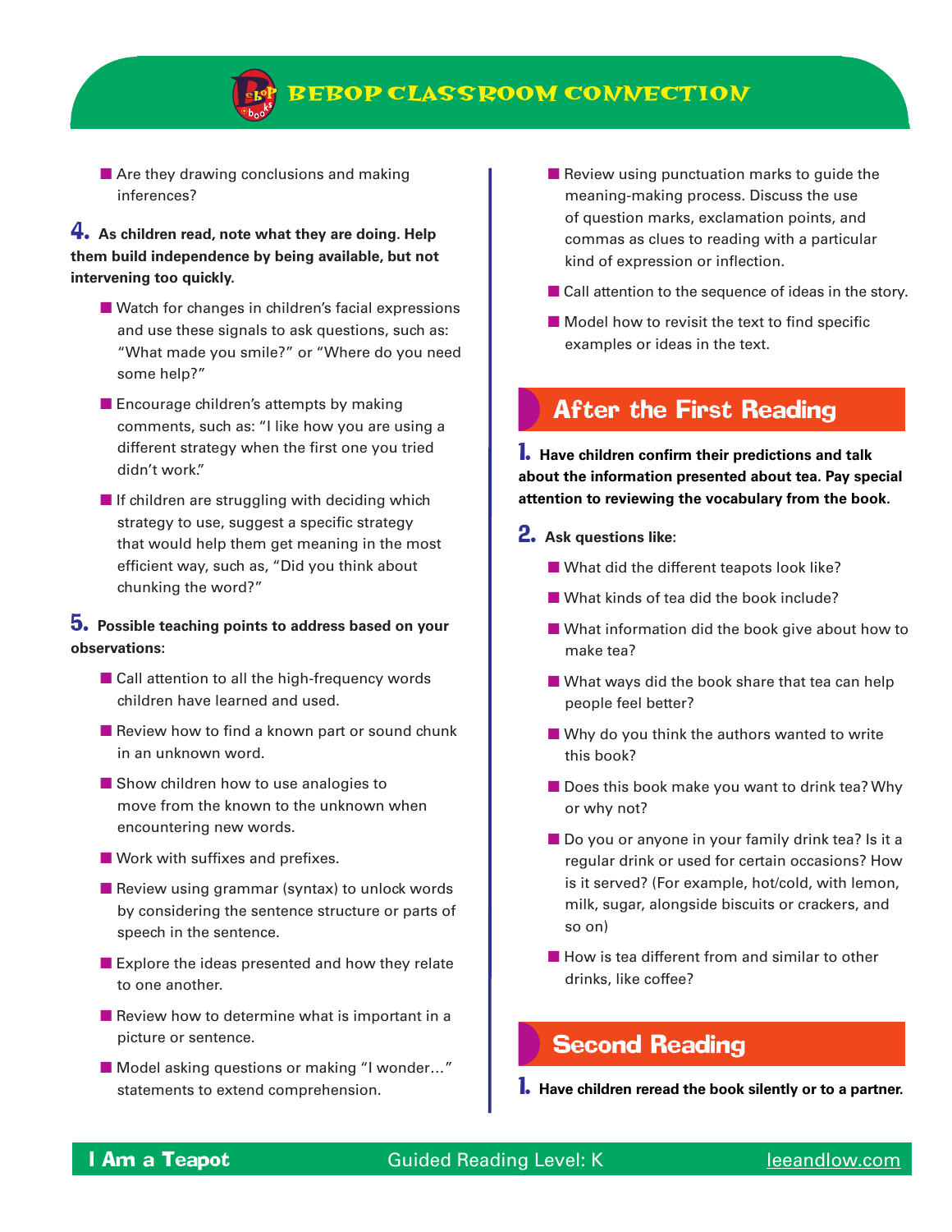- Are they drawing conclusions and making inferences?

**4. As children read, note what they are doing. Help them build independence by being available, but not intervening too quickly.**

- Watch for changes in children's facial expressions and use these signals to ask questions, such as: "What made you smile?" or "Where do you need some help?"
- Encourage children's attempts by making comments, such as: "I like how you are using a different strategy when the first one you tried didn't work."
- If children are struggling with deciding which strategy to use, suggest a specific strategy that would help them get meaning in the most efficient way, such as, "Did you think about chunking the word?"

**5. Possible teaching points to address based on your observations:**

- Call attention to all the high-frequency words children have learned and used.
- Review how to find a known part or sound chunk in an unknown word.
- Show children how to use analogies to move from the known to the unknown when encountering new words.
- Work with suffixes and prefixes.
- Review using grammar (syntax) to unlock words by considering the sentence structure or parts of speech in the sentence.
- Explore the ideas presented and how they relate to one another.
- Review how to determine what is important in a picture or sentence.
- Model asking questions or making "I wonder…" statements to extend comprehension.
- Review using punctuation marks to guide the meaning-making process. Discuss the use of question marks, exclamation points, and commas as clues to reading with a particular kind of expression or inflection.
- Call attention to the sequence of ideas in the story.
- Model how to revisit the text to find specific examples or ideas in the text.

## After the First Reading

**1. Have children confirm their predictions and talk about the information presented about tea. Pay special attention to reviewing the vocabulary from the book.**

**2. Ask questions like:**

- What did the different teapots look like?
- What kinds of tea did the book include?
- What information did the book give about how to make tea?
- What ways did the book share that tea can help people feel better?
- Why do you think the authors wanted to write this book?
- Does this book make you want to drink tea? Why or why not?
- Do you or anyone in your family drink tea? Is it a regular drink or used for certain occasions? How is it served? (For example, hot/cold, with lemon, milk, sugar, alongside biscuits or crackers, and so on)
- How is tea different from and similar to other drinks, like coffee?

## Second Reading

**1. Have children reread the book silently or to a partner.**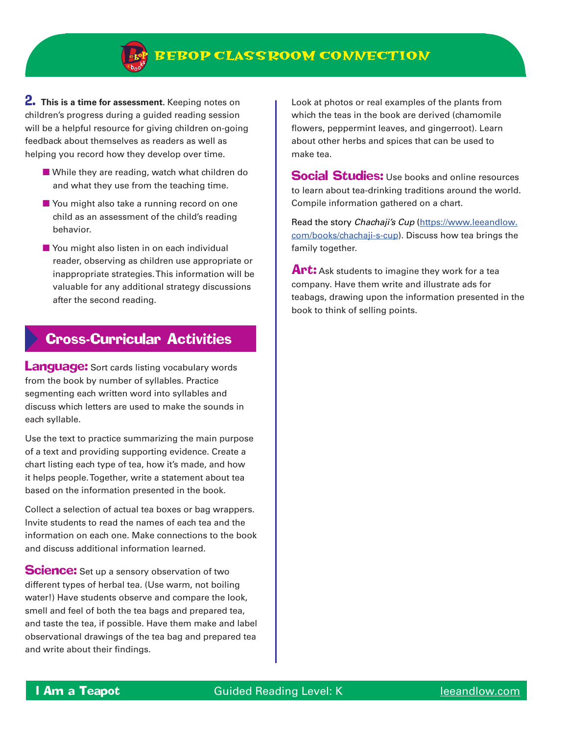**2. This is a time for assessment.** Keeping notes on children's progress during a guided reading session will be a helpful resource for giving children on-going feedback about themselves as readers as well as helping you record how they develop over time.

- While they are reading, watch what children do and what they use from the teaching time.
- You might also take a running record on one child as an assessment of the child's reading behavior.
- You might also listen in on each individual reader, observing as children use appropriate or inappropriate strategies. This information will be valuable for any additional strategy discussions after the second reading.

## Cross-Curricular Activities

**Language:** Sort cards listing vocabulary words from the book by number of syllables. Practice segmenting each written word into syllables and discuss which letters are used to make the sounds in each syllable.

Use the text to practice summarizing the main purpose of a text and providing supporting evidence. Create a chart listing each type of tea, how it's made, and how it helps people. Together, write a statement about tea based on the information presented in the book.

Collect a selection of actual tea boxes or bag wrappers. Invite students to read the names of each tea and the information on each one. Make connections to the book and discuss additional information learned.

**Science:** Set up a sensory observation of two different types of herbal tea. (Use warm, not boiling water!) Have students observe and compare the look, smell and feel of both the tea bags and prepared tea, and taste the tea, if possible. Have them make and label observational drawings of the tea bag and prepared tea and write about their findings.

Look at photos or real examples of the plants from which the teas in the book are derived (chamomile flowers, peppermint leaves, and gingerroot). Learn about other herbs and spices that can be used to make tea.

**Social Studies:** Use books and online resources to learn about tea-drinking traditions around the world. Compile information gathered on a chart.

Read the story *Chachaji's Cup* (https://www.leeandlow.com/books/chachaji-s-cup). Discuss how tea brings the family together.

**Art:** Ask students to imagine they work for a tea company. Have them write and illustrate ads for teabags, drawing upon the information presented in the book to think of selling points.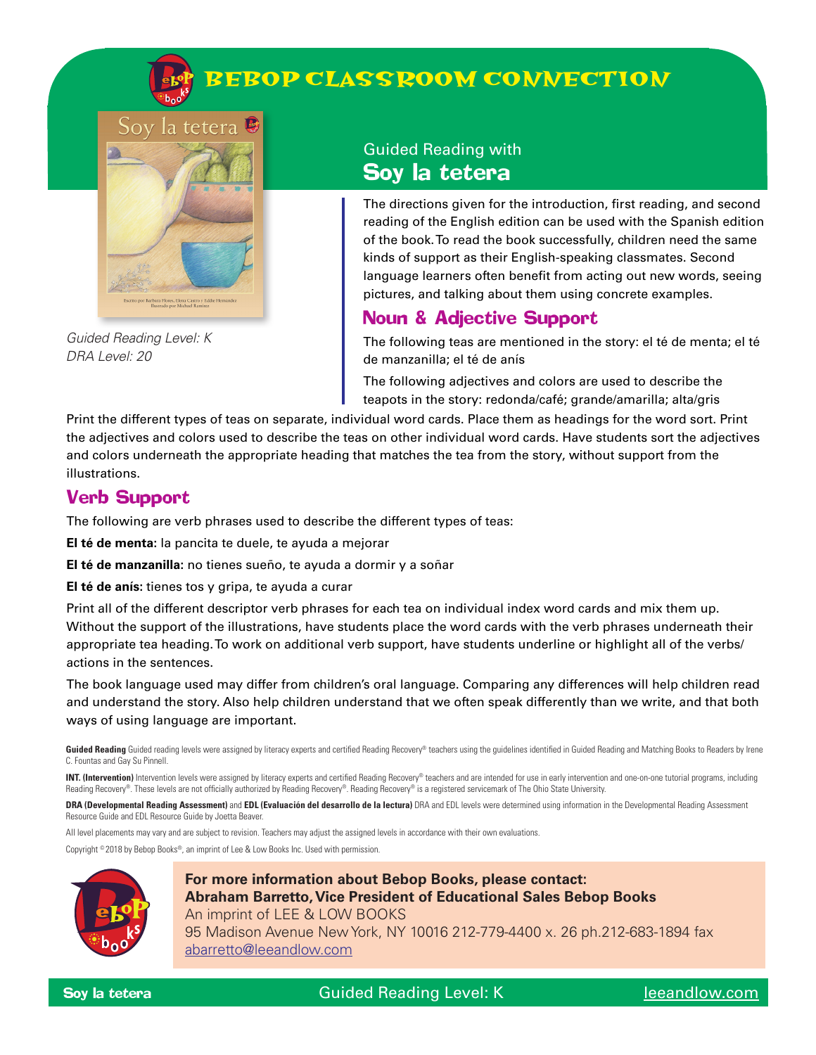# BEBOP CLASSROOM CONNECTION

*Guided Reading Level: K*
*DRA Level: 20*

## Guided Reading with **Soy la tetera**

The directions given for the introduction, first reading, and second reading of the English edition can be used with the Spanish edition of the book. To read the book successfully, children need the same kinds of support as their English-speaking classmates. Second language learners often benefit from acting out new words, seeing pictures, and talking about them using concrete examples.

### Noun & Adjective Support

The following teas are mentioned in the story: el té de menta; el té de manzanilla; el té de anís

The following adjectives and colors are used to describe the teapots in the story: redonda/café; grande/amarilla; alta/gris

Print the different types of teas on separate, individual word cards. Place them as headings for the word sort. Print the adjectives and colors used to describe the teas on other individual word cards. Have students sort the adjectives and colors underneath the appropriate heading that matches the tea from the story, without support from the illustrations.

### Verb Support

The following are verb phrases used to describe the different types of teas:

**El té de menta:** la pancita te duele, te ayuda a mejorar

**El té de manzanilla:** no tienes sueño, te ayuda a dormir y a soñar

**El té de anís:** tienes tos y gripa, te ayuda a curar

Print all of the different descriptor verb phrases for each tea on individual index word cards and mix them up. Without the support of the illustrations, have students place the word cards with the verb phrases underneath their appropriate tea heading. To work on additional verb support, have students underline or highlight all of the verbs/actions in the sentences.

The book language used may differ from children's oral language. Comparing any differences will help children read and understand the story. Also help children understand that we often speak differently than we write, and that both ways of using language are important.

**Guided Reading** Guided reading levels were assigned by literacy experts and certified Reading Recovery® teachers using the guidelines identified in Guided Reading and Matching Books to Readers by Irene C. Fountas and Gay Su Pinnell.

**INT. (Intervention)** Intervention levels were assigned by literacy experts and certified Reading Recovery® teachers and are intended for use in early intervention and one-on-one tutorial programs, including Reading Recovery®. These levels are not officially authorized by Reading Recovery®. Reading Recovery® is a registered servicemark of The Ohio State University.

**DRA (Developmental Reading Assessment)** and **EDL (Evaluación del desarrollo de la lectura)** DRA and EDL levels were determined using information in the Developmental Reading Assessment Resource Guide and EDL Resource Guide by Joetta Beaver.

All level placements may vary and are subject to revision. Teachers may adjust the assigned levels in accordance with their own evaluations.

Copyright © 2018 by Bebop Books®, an imprint of Lee & Low Books Inc. Used with permission.

**For more information about Bebop Books, please contact:**
**Abraham Barretto, Vice President of Educational Sales Bebop Books**
An imprint of LEE & LOW BOOKS
95 Madison Avenue New York, NY 10016 212-779-4400 x. 26 ph.212-683-1894 fax
abarretto@leeandlow.com